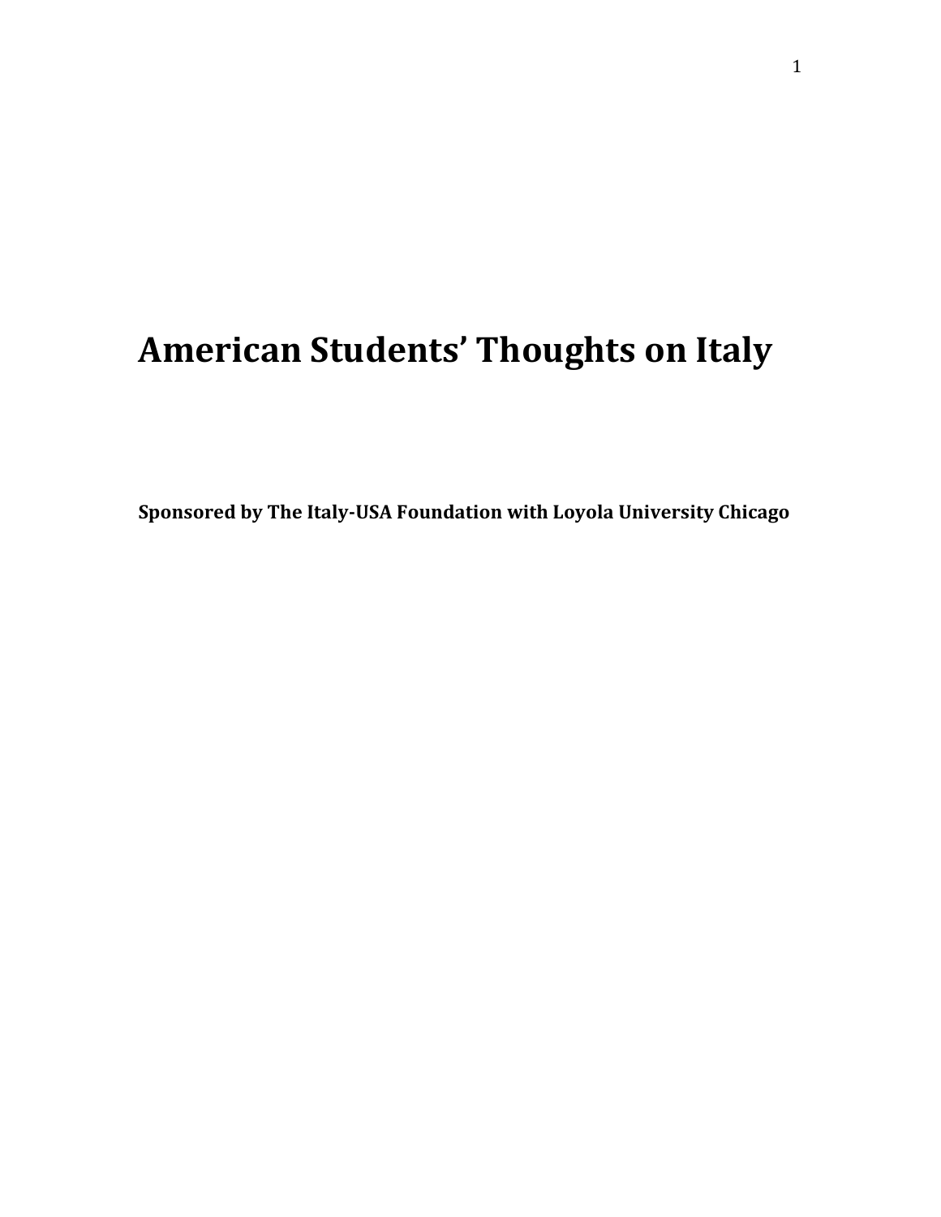# American Students' Thoughts on Italy

**Sponsored by The Italy-USA Foundation with Loyola University Chicago**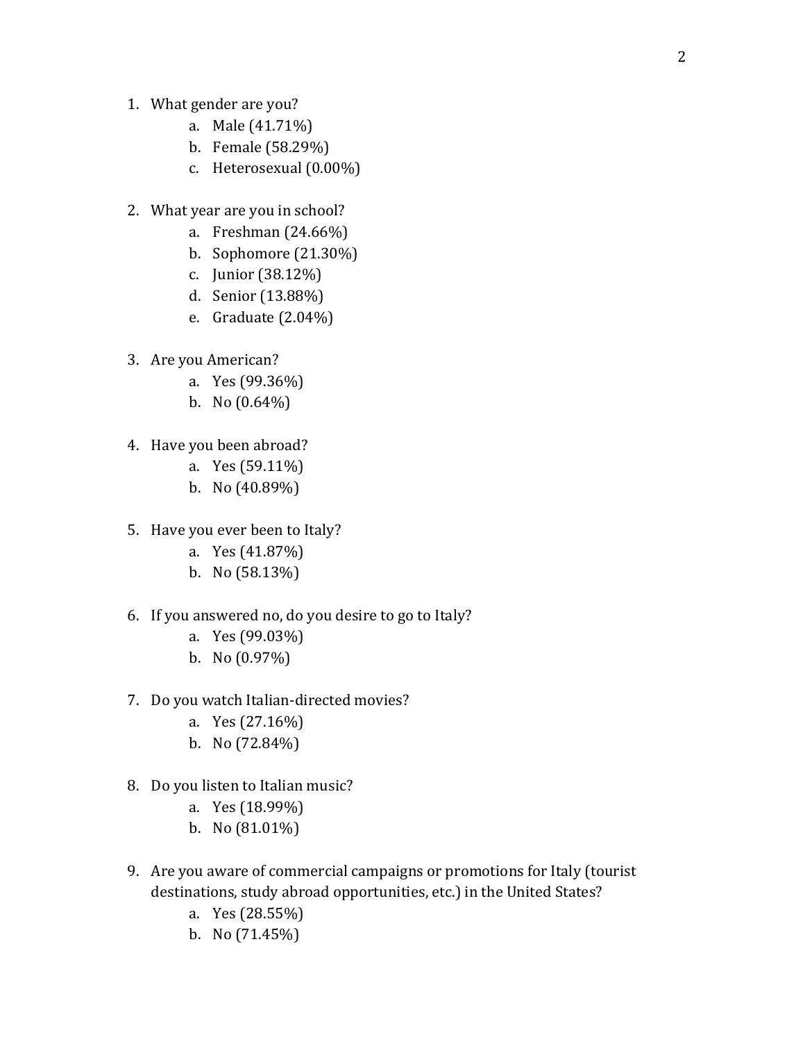1. What gender are you?
    a. Male (41.71%)
    b. Female (58.29%)
    c. Heterosexual (0.00%)

2. What year are you in school?
    a. Freshman (24.66%)
    b. Sophomore (21.30%)
    c. Junior (38.12%)
    d. Senior (13.88%)
    e. Graduate (2.04%)

3. Are you American?
    a. Yes (99.36%)
    b. No (0.64%)

4. Have you been abroad?
    a. Yes (59.11%)
    b. No (40.89%)

5. Have you ever been to Italy?
    a. Yes (41.87%)
    b. No (58.13%)

6. If you answered no, do you desire to go to Italy?
    a. Yes (99.03%)
    b. No (0.97%)

7. Do you watch Italian-directed movies?
    a. Yes (27.16%)
    b. No (72.84%)

8. Do you listen to Italian music?
    a. Yes (18.99%)
    b. No (81.01%)

9. Are you aware of commercial campaigns or promotions for Italy (tourist destinations, study abroad opportunities, etc.) in the United States?
    a. Yes (28.55%)
    b. No (71.45%)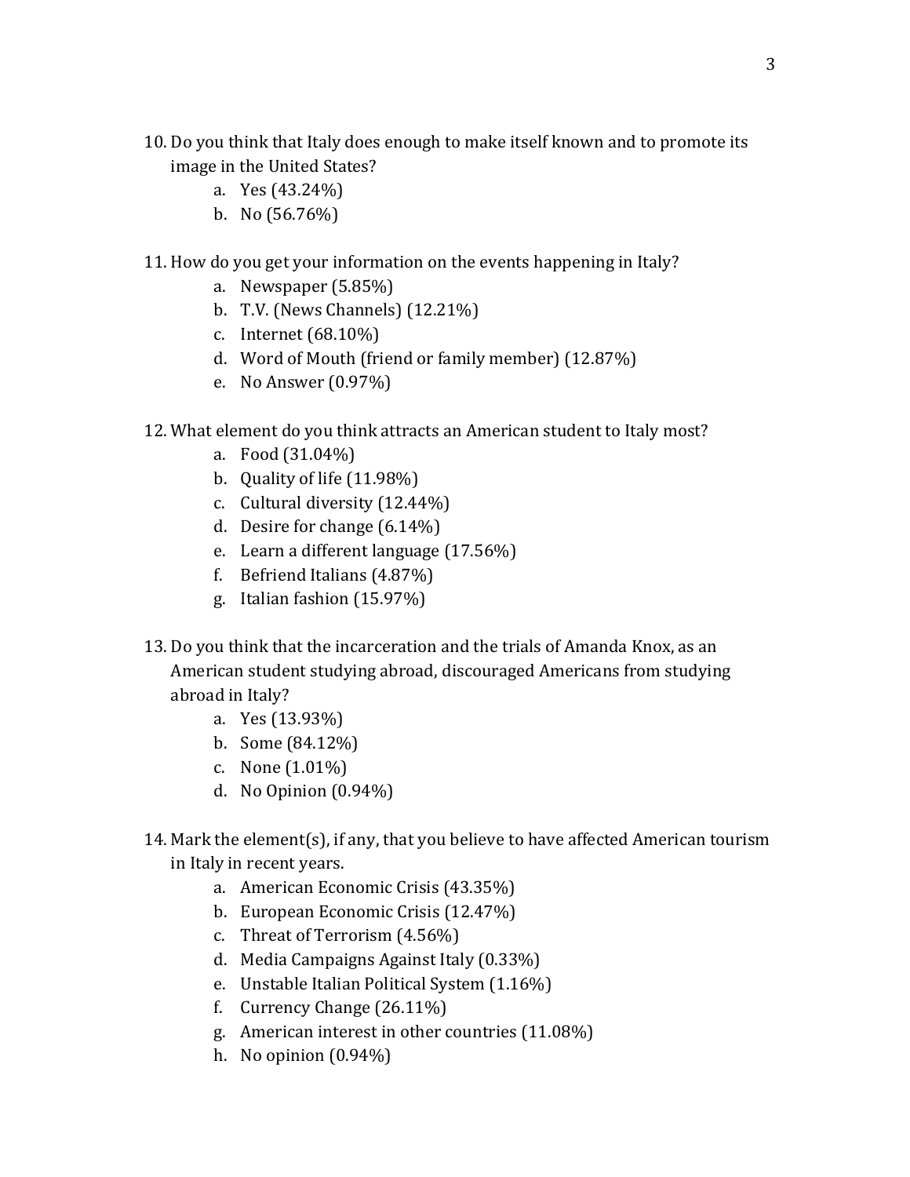10. Do you think that Italy does enough to make itself known and to promote its image in the United States?
    a. Yes (43.24%)
    b. No (56.76%)

11. How do you get your information on the events happening in Italy?
    a. Newspaper (5.85%)
    b. T.V. (News Channels) (12.21%)
    c. Internet (68.10%)
    d. Word of Mouth (friend or family member) (12.87%)
    e. No Answer (0.97%)

12. What element do you think attracts an American student to Italy most?
    a. Food (31.04%)
    b. Quality of life (11.98%)
    c. Cultural diversity (12.44%)
    d. Desire for change (6.14%)
    e. Learn a different language (17.56%)
    f. Befriend Italians (4.87%)
    g. Italian fashion (15.97%)

13. Do you think that the incarceration and the trials of Amanda Knox, as an American student studying abroad, discouraged Americans from studying abroad in Italy?
    a. Yes (13.93%)
    b. Some (84.12%)
    c. None (1.01%)
    d. No Opinion (0.94%)

14. Mark the element(s), if any, that you believe to have affected American tourism in Italy in recent years.
    a. American Economic Crisis (43.35%)
    b. European Economic Crisis (12.47%)
    c. Threat of Terrorism (4.56%)
    d. Media Campaigns Against Italy (0.33%)
    e. Unstable Italian Political System (1.16%)
    f. Currency Change (26.11%)
    g. American interest in other countries (11.08%)
    h. No opinion (0.94%)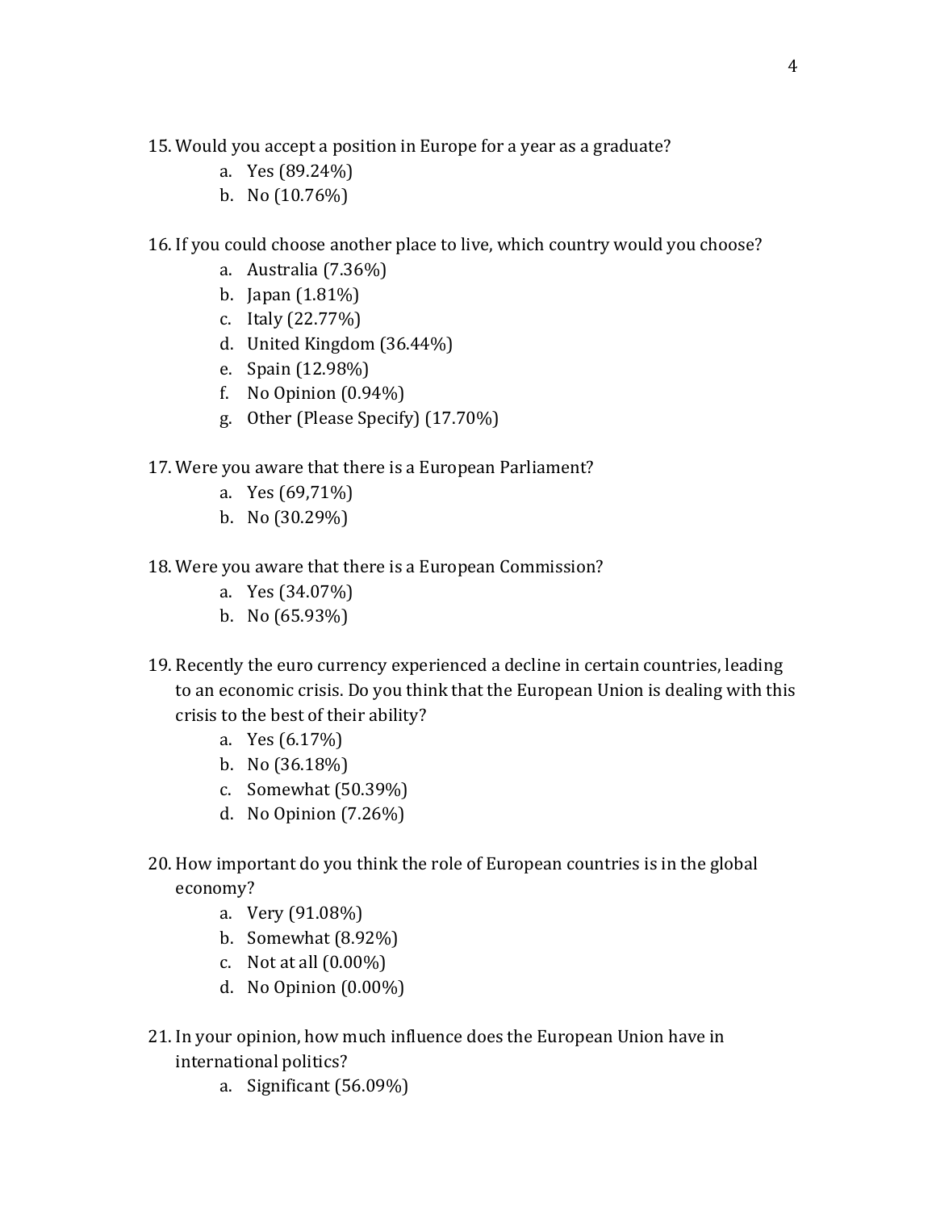15. Would you accept a position in Europe for a year as a graduate?
    a. Yes (89.24%)
    b. No (10.76%)

16. If you could choose another place to live, which country would you choose?
    a. Australia (7.36%)
    b. Japan (1.81%)
    c. Italy (22.77%)
    d. United Kingdom (36.44%)
    e. Spain (12.98%)
    f. No Opinion (0.94%)
    g. Other (Please Specify) (17.70%)

17. Were you aware that there is a European Parliament?
    a. Yes (69,71%)
    b. No (30.29%)

18. Were you aware that there is a European Commission?
    a. Yes (34.07%)
    b. No (65.93%)

19. Recently the euro currency experienced a decline in certain countries, leading to an economic crisis. Do you think that the European Union is dealing with this crisis to the best of their ability?
    a. Yes (6.17%)
    b. No (36.18%)
    c. Somewhat (50.39%)
    d. No Opinion (7.26%)

20. How important do you think the role of European countries is in the global economy?
    a. Very (91.08%)
    b. Somewhat (8.92%)
    c. Not at all (0.00%)
    d. No Opinion (0.00%)

21. In your opinion, how much influence does the European Union have in international politics?
    a. Significant (56.09%)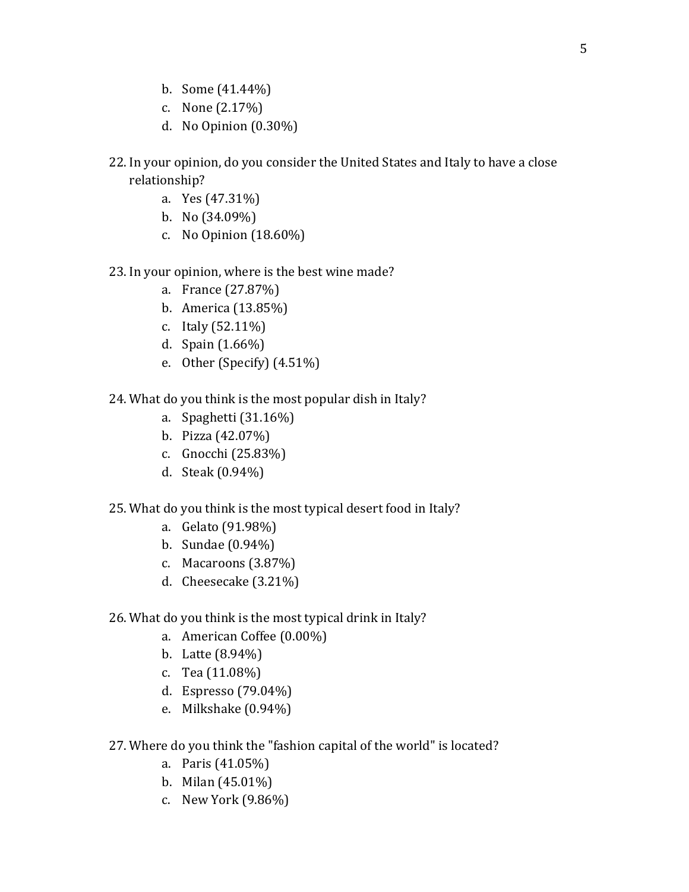b. Some (41.44%)
c. None (2.17%)
d. No Opinion (0.30%)

22. In your opinion, do you consider the United States and Italy to have a close relationship?
    a. Yes (47.31%)
    b. No (34.09%)
    c. No Opinion (18.60%)

23. In your opinion, where is the best wine made?
    a. France (27.87%)
    b. America (13.85%)
    c. Italy (52.11%)
    d. Spain (1.66%)
    e. Other (Specify) (4.51%)

24. What do you think is the most popular dish in Italy?
    a. Spaghetti (31.16%)
    b. Pizza (42.07%)
    c. Gnocchi (25.83%)
    d. Steak (0.94%)

25. What do you think is the most typical desert food in Italy?
    a. Gelato (91.98%)
    b. Sundae (0.94%)
    c. Macaroons (3.87%)
    d. Cheesecake (3.21%)

26. What do you think is the most typical drink in Italy?
    a. American Coffee (0.00%)
    b. Latte (8.94%)
    c. Tea (11.08%)
    d. Espresso (79.04%)
    e. Milkshake (0.94%)

27. Where do you think the "fashion capital of the world" is located?
    a. Paris (41.05%)
    b. Milan (45.01%)
    c. New York (9.86%)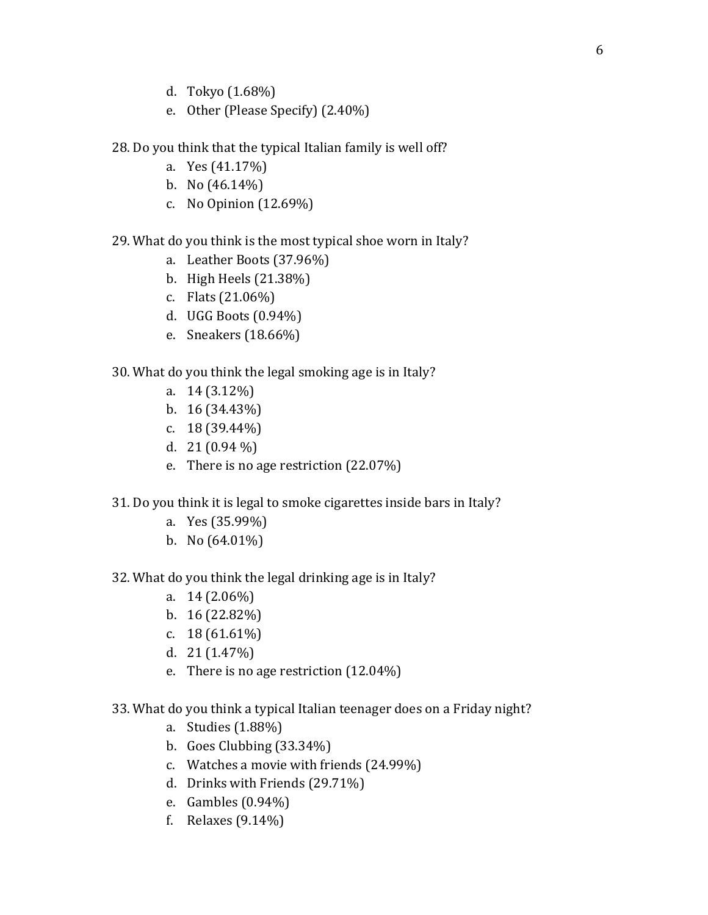d. Tokyo (1.68%)
e. Other (Please Specify) (2.40%)

28. Do you think that the typical Italian family is well off?
    a. Yes (41.17%)
    b. No (46.14%)
    c. No Opinion (12.69%)

29. What do you think is the most typical shoe worn in Italy?
    a. Leather Boots (37.96%)
    b. High Heels (21.38%)
    c. Flats (21.06%)
    d. UGG Boots (0.94%)
    e. Sneakers (18.66%)

30. What do you think the legal smoking age is in Italy?
    a. 14 (3.12%)
    b. 16 (34.43%)
    c. 18 (39.44%)
    d. 21 (0.94 %)
    e. There is no age restriction (22.07%)

31. Do you think it is legal to smoke cigarettes inside bars in Italy?
    a. Yes (35.99%)
    b. No (64.01%)

32. What do you think the legal drinking age is in Italy?
    a. 14 (2.06%)
    b. 16 (22.82%)
    c. 18 (61.61%)
    d. 21 (1.47%)
    e. There is no age restriction (12.04%)

33. What do you think a typical Italian teenager does on a Friday night?
    a. Studies (1.88%)
    b. Goes Clubbing (33.34%)
    c. Watches a movie with friends (24.99%)
    d. Drinks with Friends (29.71%)
    e. Gambles (0.94%)
    f. Relaxes (9.14%)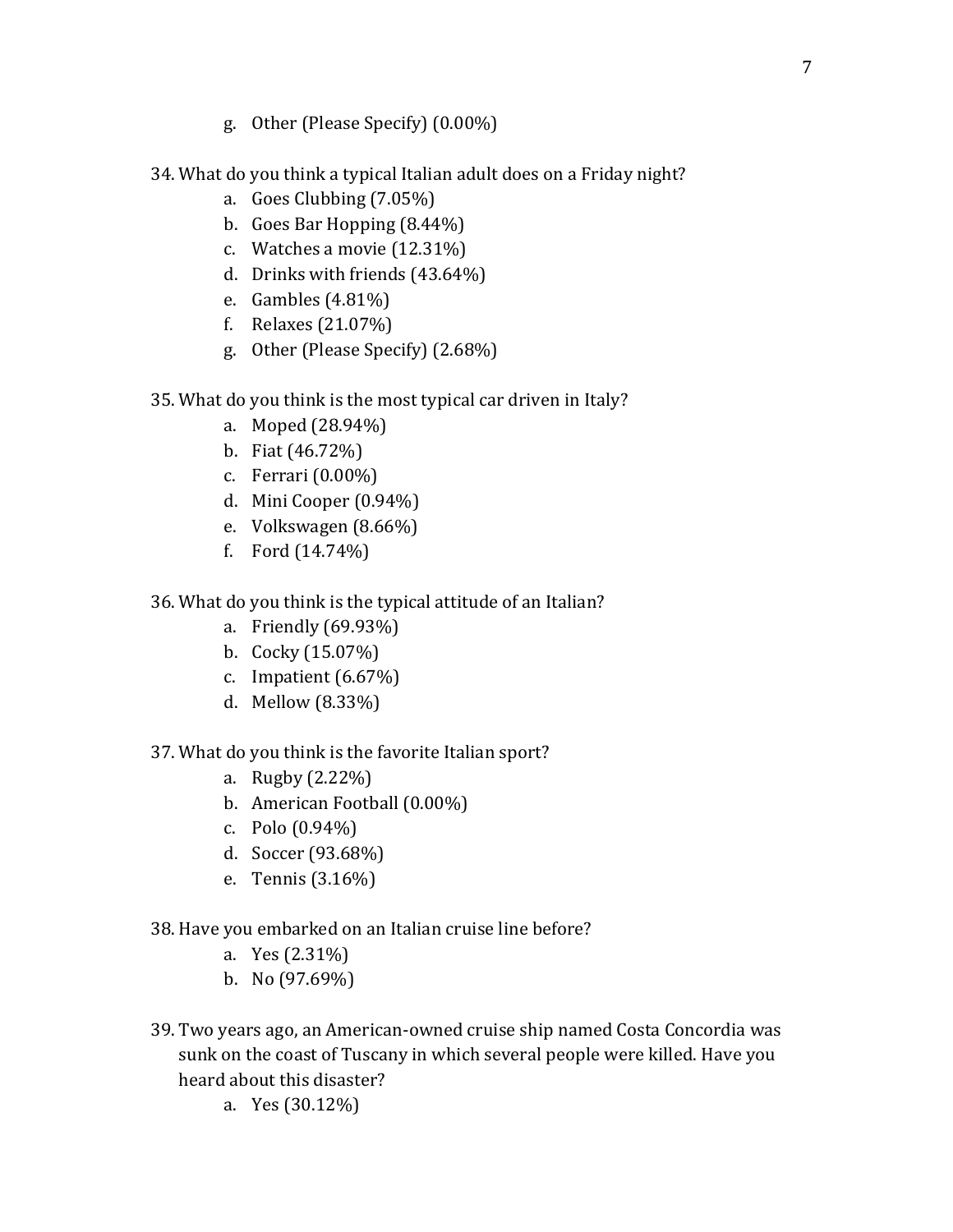g. Other (Please Specify) (0.00%)

34. What do you think a typical Italian adult does on a Friday night?
    a. Goes Clubbing (7.05%)
    b. Goes Bar Hopping (8.44%)
    c. Watches a movie (12.31%)
    d. Drinks with friends (43.64%)
    e. Gambles (4.81%)
    f. Relaxes (21.07%)
    g. Other (Please Specify) (2.68%)

35. What do you think is the most typical car driven in Italy?
    a. Moped (28.94%)
    b. Fiat (46.72%)
    c. Ferrari (0.00%)
    d. Mini Cooper (0.94%)
    e. Volkswagen (8.66%)
    f. Ford (14.74%)

36. What do you think is the typical attitude of an Italian?
    a. Friendly (69.93%)
    b. Cocky (15.07%)
    c. Impatient (6.67%)
    d. Mellow (8.33%)

37. What do you think is the favorite Italian sport?
    a. Rugby (2.22%)
    b. American Football (0.00%)
    c. Polo (0.94%)
    d. Soccer (93.68%)
    e. Tennis (3.16%)

38. Have you embarked on an Italian cruise line before?
    a. Yes (2.31%)
    b. No (97.69%)

39. Two years ago, an American-owned cruise ship named Costa Concordia was sunk on the coast of Tuscany in which several people were killed. Have you heard about this disaster?
    a. Yes (30.12%)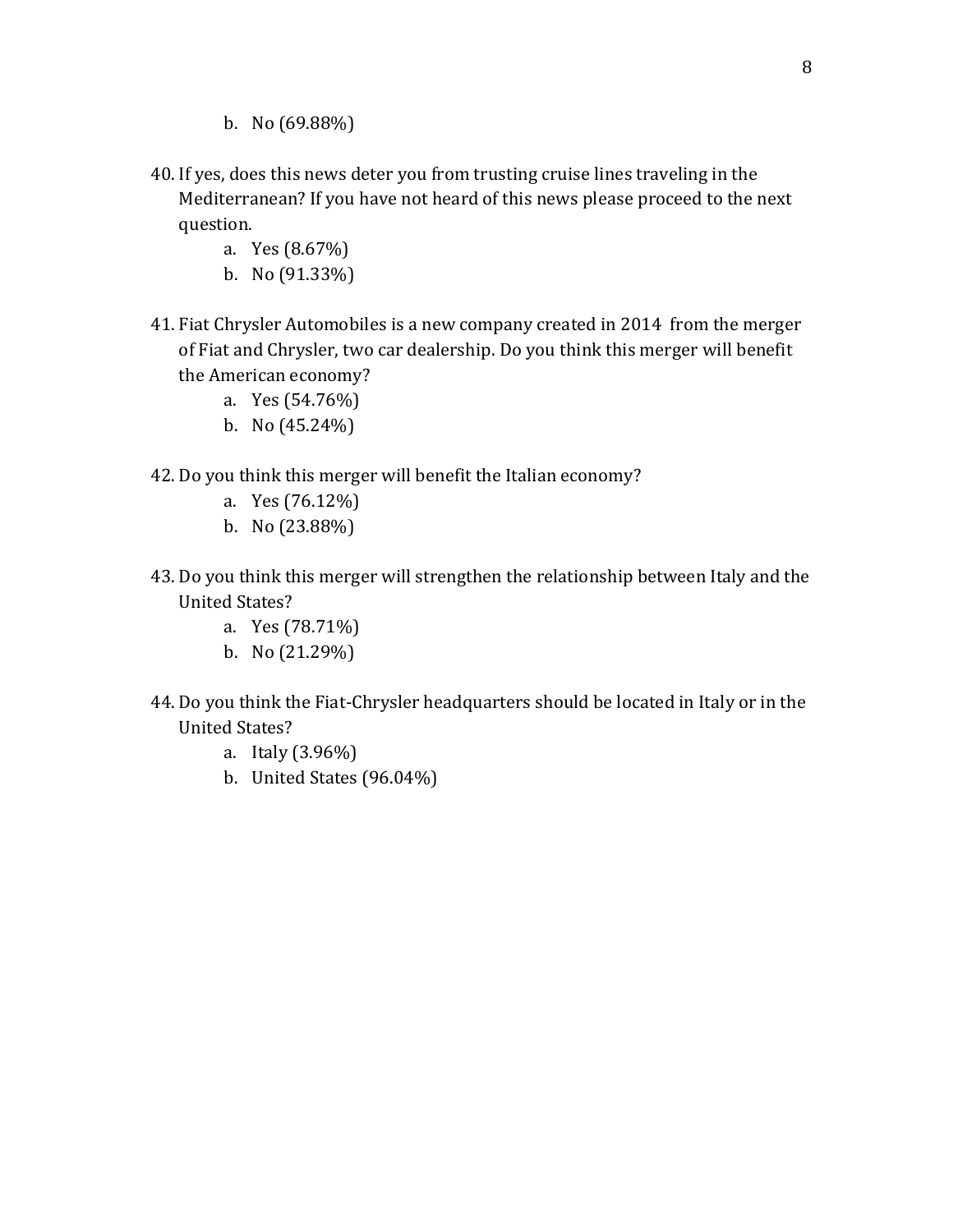b. No (69.88%)

40. If yes, does this news deter you from trusting cruise lines traveling in the Mediterranean? If you have not heard of this news please proceed to the next question.
    a. Yes (8.67%)
    b. No (91.33%)

41. Fiat Chrysler Automobiles is a new company created in 2014 from the merger of Fiat and Chrysler, two car dealership. Do you think this merger will benefit the American economy?
    a. Yes (54.76%)
    b. No (45.24%)

42. Do you think this merger will benefit the Italian economy?
    a. Yes (76.12%)
    b. No (23.88%)

43. Do you think this merger will strengthen the relationship between Italy and the United States?
    a. Yes (78.71%)
    b. No (21.29%)

44. Do you think the Fiat-Chrysler headquarters should be located in Italy or in the United States?
    a. Italy (3.96%)
    b. United States (96.04%)